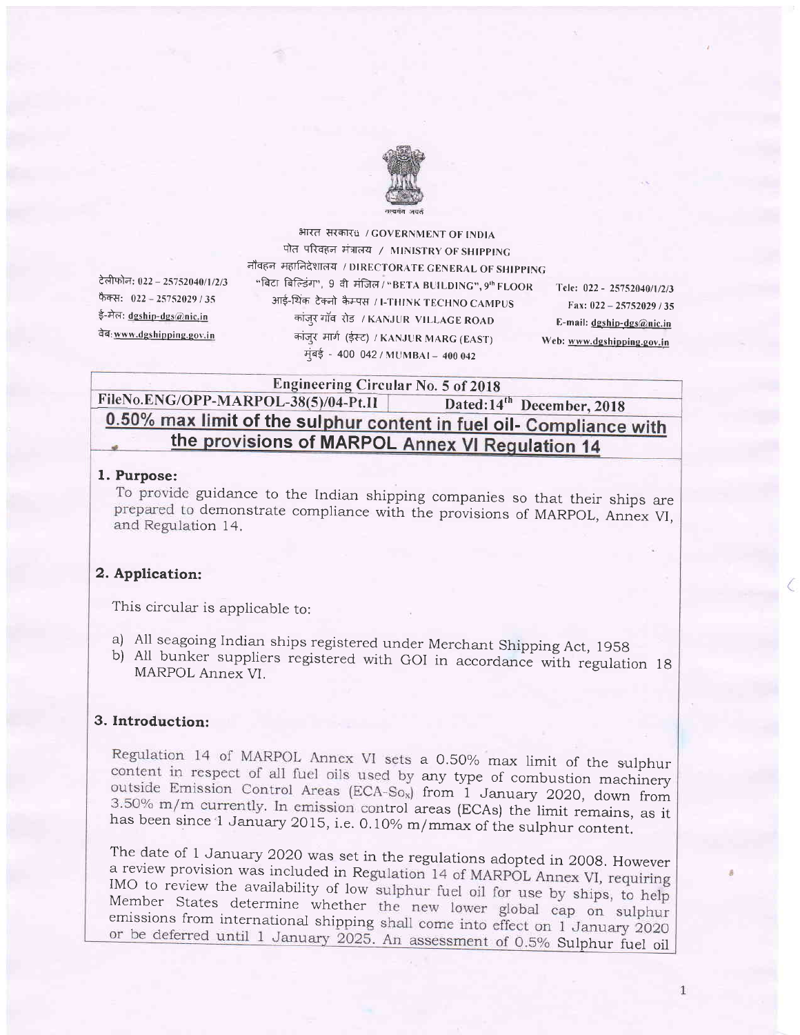भारत सरकार / GOVERNMENT OF INDIA

पोत परिवहन मंत्रालय / MINISTRY OF SHIPPING

नौवहन महानिदेशालय / DIRECTORATE GENERAL OF SHIPPING

"बिटा बिल्डिंग", 9 वी मंजिल / "BETA BUILDING", 9th FLOOR

आई-थिंक टेक्नो कैम्पस / I-THINK TECHNO CAMPUS

कांजुर गाँव रोड / KANJUR VILLAGE ROAD

कांजुर मार्ग (ईस्ट) / KANJUR MARG (EAST)

मुंबई - 400 042 / MUMBAI – 400 042

टेलीफोन: 022 – 25752040/1/2/3
फैक्स: 022 – 25752029 / 35
ई-मेल: dgship-dgs@nic.in
वेब: www.dgshipping.gov.in

Tele: 022 - 25752040/1/2/3
Fax: 022 – 25752029 / 35
E-mail: dgship-dgs@nic.in
Web: www.dgshipping.gov.in

| Engineering Circular No. 5 of 2018 | |
|---|---|
| FileNo.ENG/OPP-MARPOL-38(5)/04-Pt.II | Dated: 14th December, 2018 |

## 0.50% max limit of the sulphur content in fuel oil- Compliance with the provisions of MARPOL Annex VI Regulation 14

### 1. Purpose:

To provide guidance to the Indian shipping companies so that their ships are prepared to demonstrate compliance with the provisions of MARPOL, Annex VI, and Regulation 14.

### 2. Application:

This circular is applicable to:

a) All seagoing Indian ships registered under Merchant Shipping Act, 1958
b) All bunker suppliers registered with GOI in accordance with regulation 18 MARPOL Annex VI.

### 3. Introduction:

Regulation 14 of MARPOL Annex VI sets a 0.50% max limit of the sulphur content in respect of all fuel oils used by any type of combustion machinery outside Emission Control Areas (ECA-$SO_x$) from 1 January 2020, down from 3.50% m/m currently. In emission control areas (ECAs) the limit remains, as it has been since 1 January 2015, i.e. 0.10% m/mmax of the sulphur content.

The date of 1 January 2020 was set in the regulations adopted in 2008. However a review provision was included in Regulation 14 of MARPOL Annex VI, requiring IMO to review the availability of low sulphur fuel oil for use by ships, to help Member States determine whether the new lower global cap on sulphur emissions from international shipping shall come into effect on 1 January 2020 or be deferred until 1 January 2025. An assessment of 0.5% Sulphur fuel oil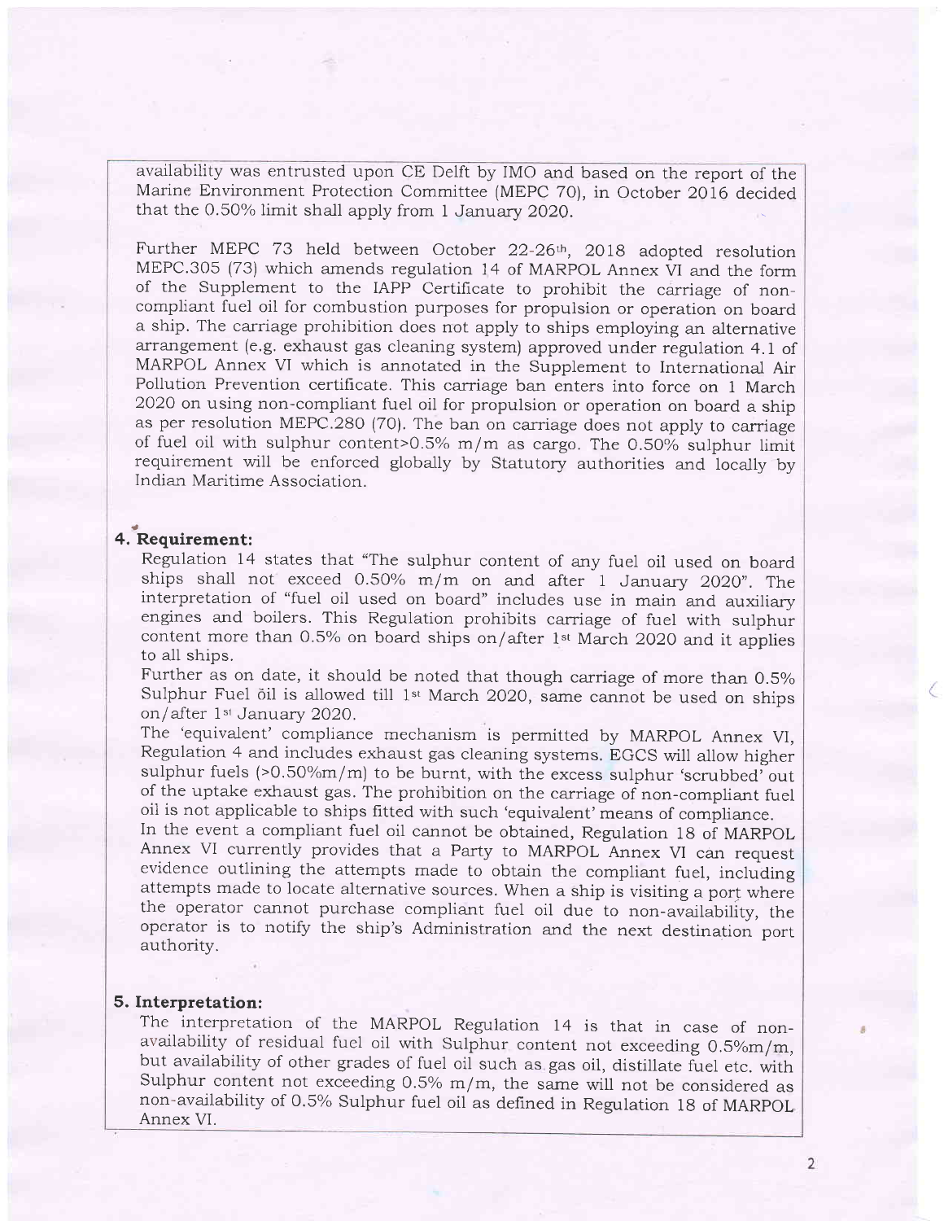availability was entrusted upon CE Delft by IMO and based on the report of the Marine Environment Protection Committee (MEPC 70), in October 2016 decided that the 0.50% limit shall apply from 1 January 2020.

Further MEPC 73 held between October 22-26th, 2018 adopted resolution MEPC.305 (73) which amends regulation 14 of MARPOL Annex VI and the form of the Supplement to the IAPP Certificate to prohibit the carriage of non-compliant fuel oil for combustion purposes for propulsion or operation on board a ship. The carriage prohibition does not apply to ships employing an alternative arrangement (e.g. exhaust gas cleaning system) approved under regulation 4.1 of MARPOL Annex VI which is annotated in the Supplement to International Air Pollution Prevention certificate. This carriage ban enters into force on 1 March 2020 on using non-compliant fuel oil for propulsion or operation on board a ship as per resolution MEPC.280 (70). The ban on carriage does not apply to carriage of fuel oil with sulphur content>0.5% m/m as cargo. The 0.50% sulphur limit requirement will be enforced globally by Statutory authorities and locally by Indian Maritime Association.

## 4. Requirement:

Regulation 14 states that "The sulphur content of any fuel oil used on board ships shall not exceed 0.50% m/m on and after 1 January 2020". The interpretation of "fuel oil used on board" includes use in main and auxiliary engines and boilers. This Regulation prohibits carriage of fuel with sulphur content more than 0.5% on board ships on/after 1st March 2020 and it applies to all ships.

Further as on date, it should be noted that though carriage of more than 0.5% Sulphur Fuel oil is allowed till 1st March 2020, same cannot be used on ships on/after 1st January 2020.

The 'equivalent' compliance mechanism is permitted by MARPOL Annex VI, Regulation 4 and includes exhaust gas cleaning systems. EGCS will allow higher sulphur fuels (>0.50%m/m) to be burnt, with the excess sulphur 'scrubbed' out of the uptake exhaust gas. The prohibition on the carriage of non-compliant fuel oil is not applicable to ships fitted with such 'equivalent' means of compliance.

In the event a compliant fuel oil cannot be obtained, Regulation 18 of MARPOL Annex VI currently provides that a Party to MARPOL Annex VI can request evidence outlining the attempts made to obtain the compliant fuel, including attempts made to locate alternative sources. When a ship is visiting a port where the operator cannot purchase compliant fuel oil due to non-availability, the operator is to notify the ship's Administration and the next destination port authority.

## 5. Interpretation:

The interpretation of the MARPOL Regulation 14 is that in case of non-availability of residual fuel oil with Sulphur content not exceeding 0.5%m/m, but availability of other grades of fuel oil such as gas oil, distillate fuel etc. with Sulphur content not exceeding 0.5% m/m, the same will not be considered as non-availability of 0.5% Sulphur fuel oil as defined in Regulation 18 of MARPOL Annex VI.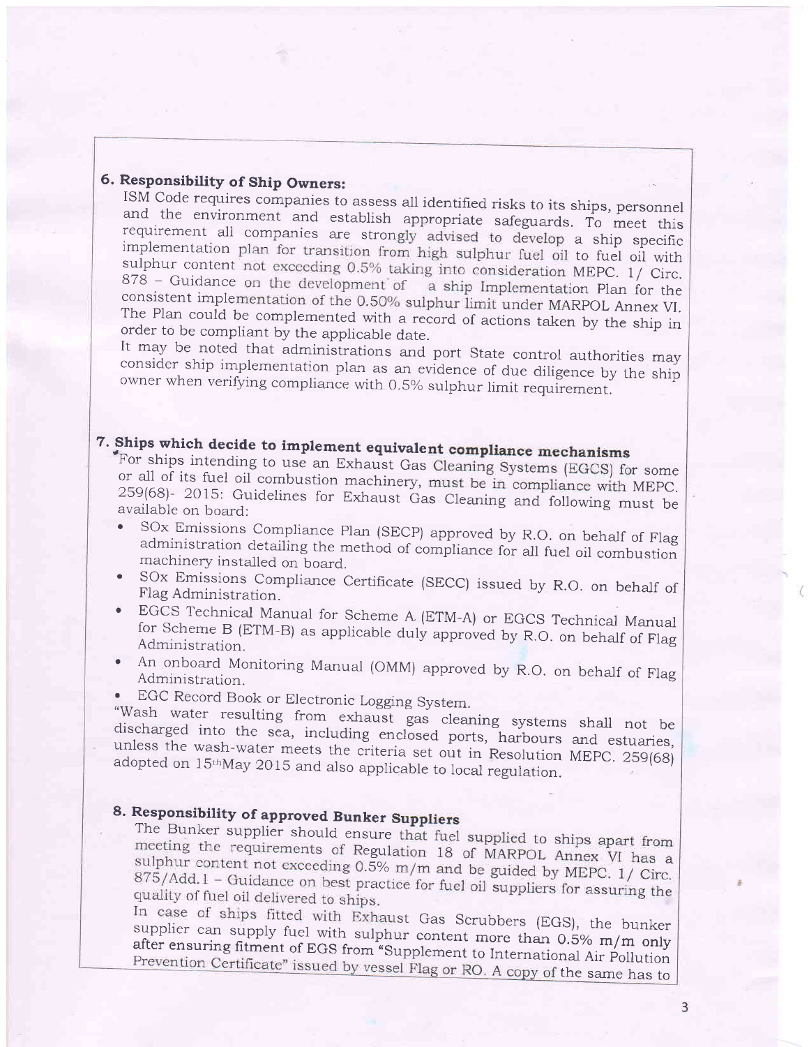## 6. Responsibility of Ship Owners:

ISM Code requires companies to assess all identified risks to its ships, personnel and the environment and establish appropriate safeguards. To meet this requirement all companies are strongly advised to develop a ship specific implementation plan for transition from high sulphur fuel oil to fuel oil with sulphur content not exceeding 0.5% taking into consideration MEPC. 1/ Circ. 878 – Guidance on the development of a ship Implementation Plan for the consistent implementation of the 0.50% sulphur limit under MARPOL Annex VI. The Plan could be complemented with a record of actions taken by the ship in order to be compliant by the applicable date.

It may be noted that administrations and port State control authorities may consider ship implementation plan as an evidence of due diligence by the ship owner when verifying compliance with 0.5% sulphur limit requirement.

## 7. Ships which decide to implement equivalent compliance mechanisms

For ships intending to use an Exhaust Gas Cleaning Systems (EGCS) for some or all of its fuel oil combustion machinery, must be in compliance with MEPC. 259(68)- 2015: Guidelines for Exhaust Gas Cleaning and following must be available on board:

- SOx Emissions Compliance Plan (SECP) approved by R.O. on behalf of Flag administration detailing the method of compliance for all fuel oil combustion machinery installed on board.
- SOx Emissions Compliance Certificate (SECC) issued by R.O. on behalf of Flag Administration.
- EGCS Technical Manual for Scheme A (ETM-A) or EGCS Technical Manual for Scheme B (ETM-B) as applicable duly approved by R.O. on behalf of Flag Administration.
- An onboard Monitoring Manual (OMM) approved by R.O. on behalf of Flag Administration.
- EGC Record Book or Electronic Logging System.

"Wash water resulting from exhaust gas cleaning systems shall not be discharged into the sea, including enclosed ports, harbours and estuaries, unless the wash-water meets the criteria set out in Resolution MEPC. 259(68) adopted on 15thMay 2015 and also applicable to local regulation.

## 8. Responsibility of approved Bunker Suppliers

The Bunker supplier should ensure that fuel supplied to ships apart from meeting the requirements of Regulation 18 of MARPOL Annex VI has a sulphur content not exceeding 0.5% m/m and be guided by MEPC. 1/ Circ. 875/Add.1 – Guidance on best practice for fuel oil suppliers for assuring the quality of fuel oil delivered to ships.

In case of ships fitted with Exhaust Gas Scrubbers (EGS), the bunker supplier can supply fuel with sulphur content more than 0.5% m/m only after ensuring fitment of EGS from "Supplement to International Air Pollution Prevention Certificate" issued by vessel Flag or RO. A copy of the same has to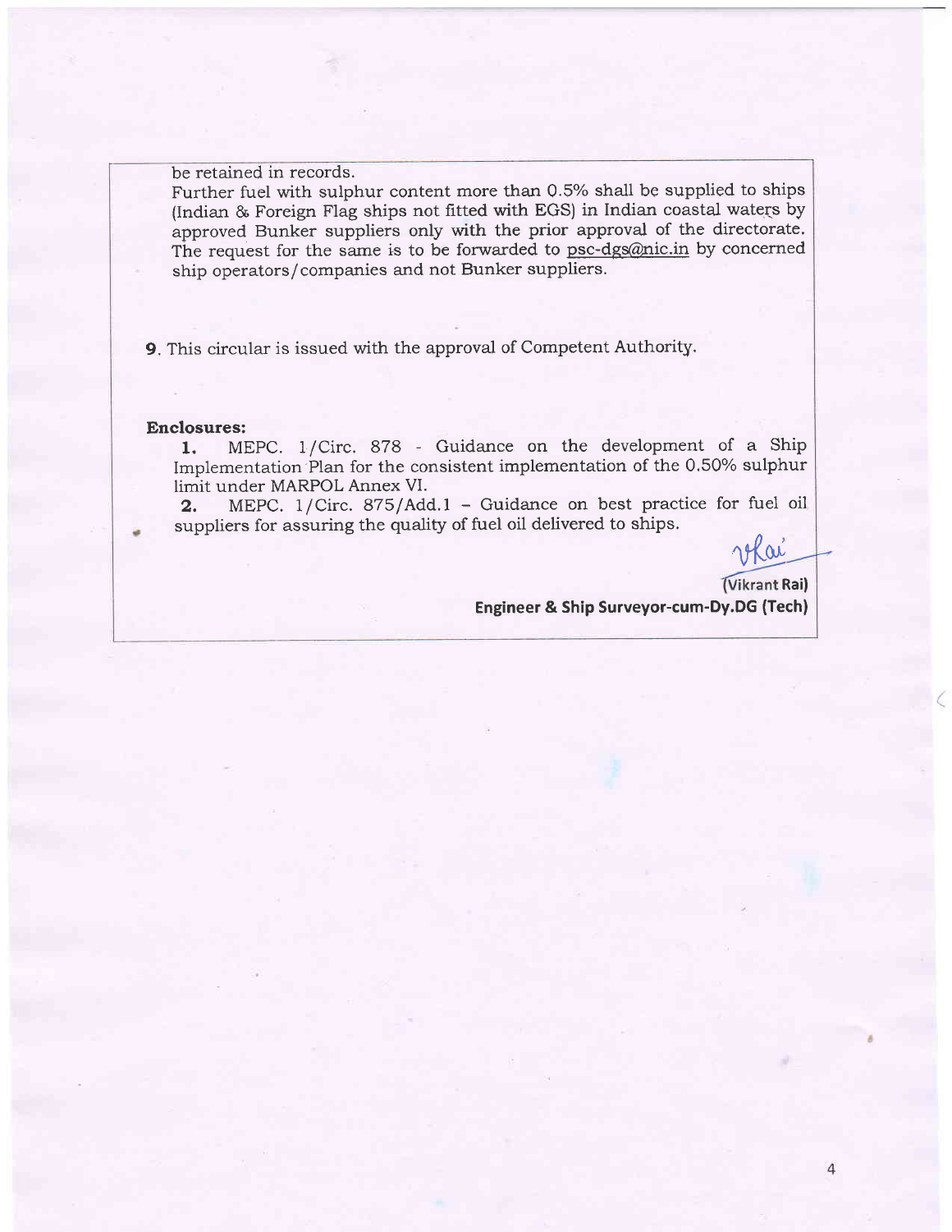be retained in records.

Further fuel with sulphur content more than 0.5% shall be supplied to ships (Indian & Foreign Flag ships not fitted with EGS) in Indian coastal waters by approved Bunker suppliers only with the prior approval of the directorate. The request for the same is to be forwarded to psc-dgs@nic.in by concerned ship operators/companies and not Bunker suppliers.

**9**. This circular is issued with the approval of Competent Authority.

**Enclosures:**

1. MEPC. 1/Circ. 878 - Guidance on the development of a Ship Implementation Plan for the consistent implementation of the 0.50% sulphur limit under MARPOL Annex VI.
2. MEPC. 1/Circ. 875/Add.1 – Guidance on best practice for fuel oil suppliers for assuring the quality of fuel oil delivered to ships.

(Vikrant Rai)

**Engineer & Ship Surveyor-cum-Dy.DG (Tech)**